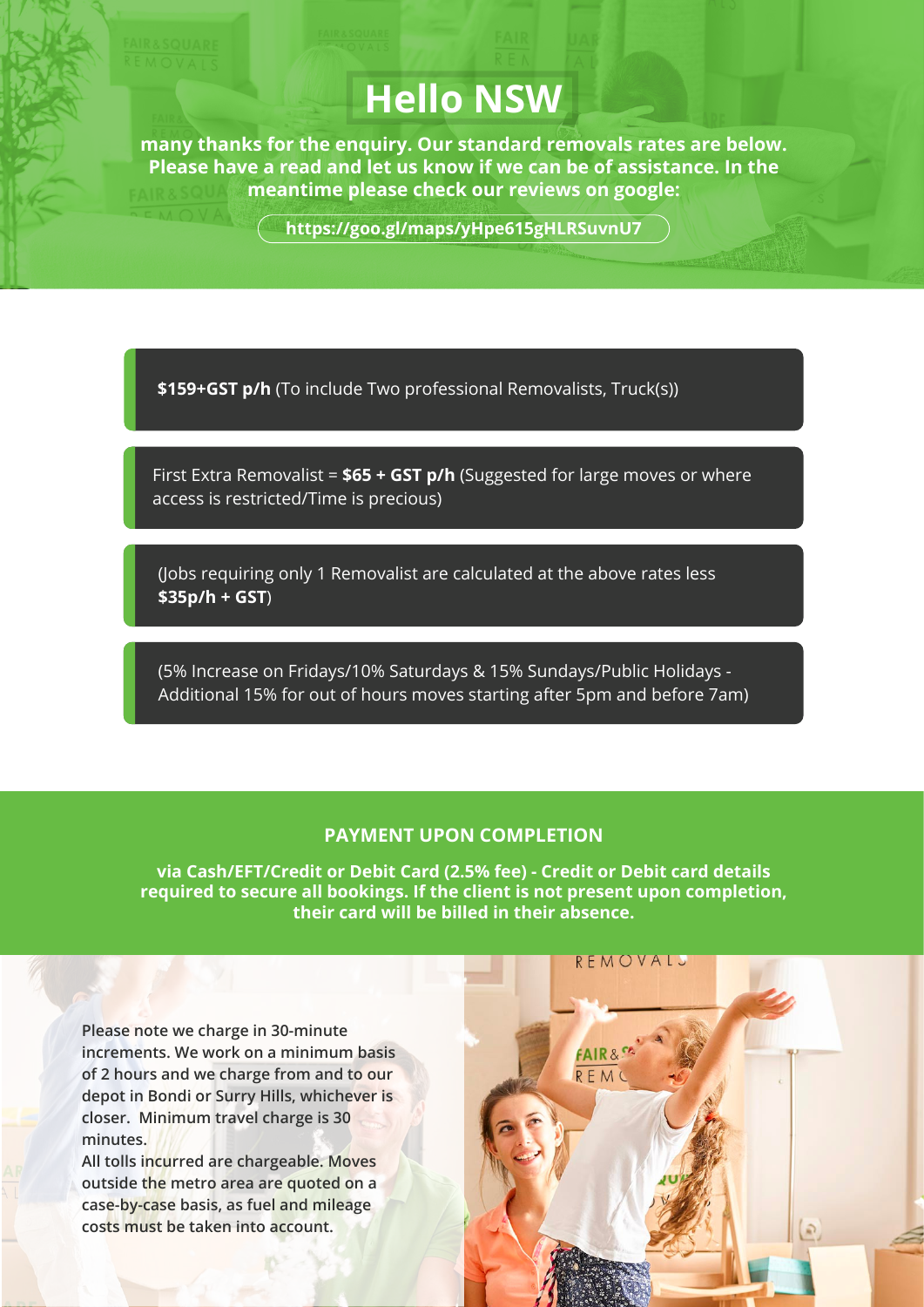# Hello NSW

**many thanks for the enquiry. Our standard removals rates are below. Please have a read and let us know if we can be of assistance. In the meantime please check our reviews on google:**

**https://goo.gl/maps/yHpe615gHLRSuvnU7**

**$159+GST p/h** (To include Two professional Removalists, Truck(s))

First Extra Removalist = **$65 + GST p/h** (Suggested for large moves or where access is restricted/Time is precious)

(Jobs requiring only 1 Removalist are calculated at the above rates less **$35p/h + GST**)

(5% Increase on Fridays/10% Saturdays & 15% Sundays/Public Holidays - Additional 15% for out of hours moves starting after 5pm and before 7am)

## PAYMENT UPON COMPLETION

**via Cash/EFT/Credit or Debit Card (2.5% fee) - Credit or Debit card details required to secure all bookings. If the client is not present upon completion, their card will be billed in their absence.**

Please note we charge in 30-minute increments. We work on a minimum basis of 2 hours and we charge from and to our depot in Bondi or Surry Hills, whichever is closer. Minimum travel charge is 30 minutes.
All tolls incurred are chargeable. Moves outside the metro area are quoted on a case-by-case basis, as fuel and mileage costs must be taken into account.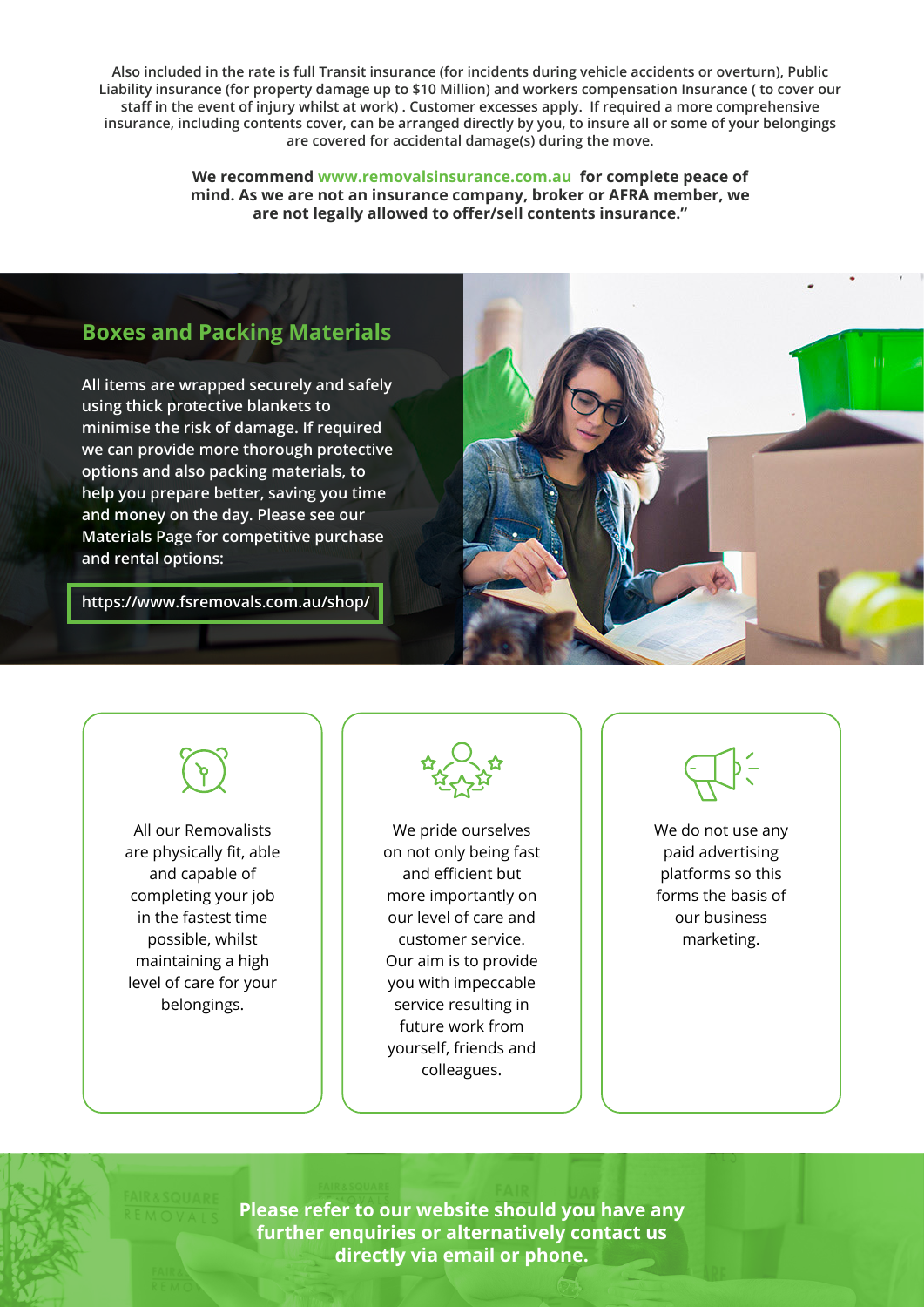Also included in the rate is full Transit insurance (for incidents during vehicle accidents or overturn), Public Liability insurance (for property damage up to $10 Million) and workers compensation Insurance ( to cover our staff in the event of injury whilst at work) . Customer excesses apply. If required a more comprehensive insurance, including contents cover, can be arranged directly by you, to insure all or some of your belongings are covered for accidental damage(s) during the move.

**We recommend www.removalsinsurance.com.au for complete peace of mind. As we are not an insurance company, broker or AFRA member, we are not legally allowed to offer/sell contents insurance."**

## Boxes and Packing Materials

All items are wrapped securely and safely using thick protective blankets to minimise the risk of damage. If required we can provide more thorough protective options and also packing materials, to help you prepare better, saving you time and money on the day. Please see our Materials Page for competitive purchase and rental options:

https://www.fsremovals.com.au/shop/

All our Removalists are physically fit, able and capable of completing your job in the fastest time possible, whilst maintaining a high level of care for your belongings.

We pride ourselves on not only being fast and efficient but more importantly on our level of care and customer service. Our aim is to provide you with impeccable service resulting in future work from yourself, friends and colleagues.

We do not use any paid advertising platforms so this forms the basis of our business marketing.

**Please refer to our website should you have any further enquiries or alternatively contact us directly via email or phone.**